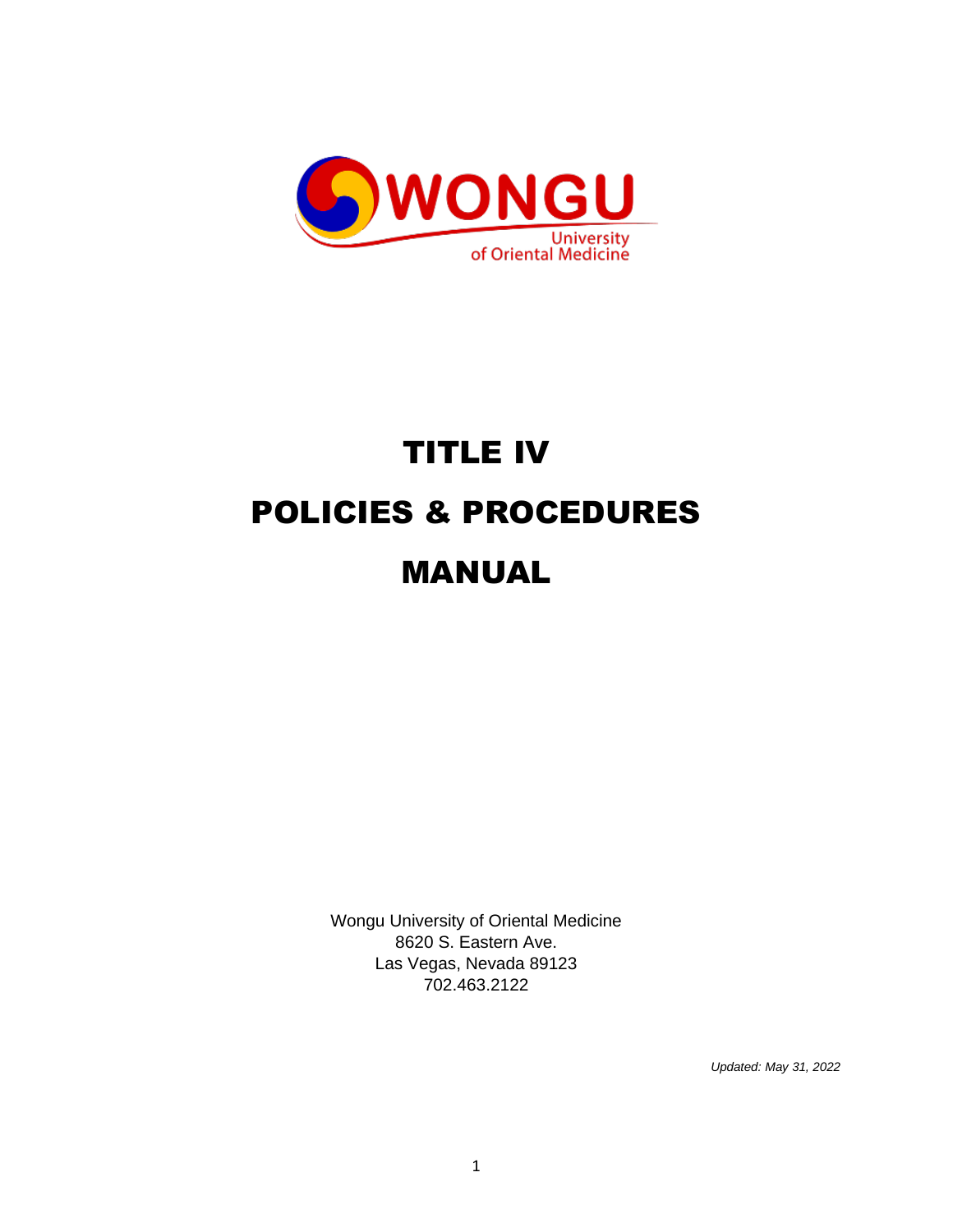WONGU University of Oriental Medicine

# TITLE IV

# POLICIES & PROCEDURES

# MANUAL

Wongu University of Oriental Medicine
8620 S. Eastern Ave.
Las Vegas, Nevada 89123
702.463.2122

*Updated: May 31, 2022*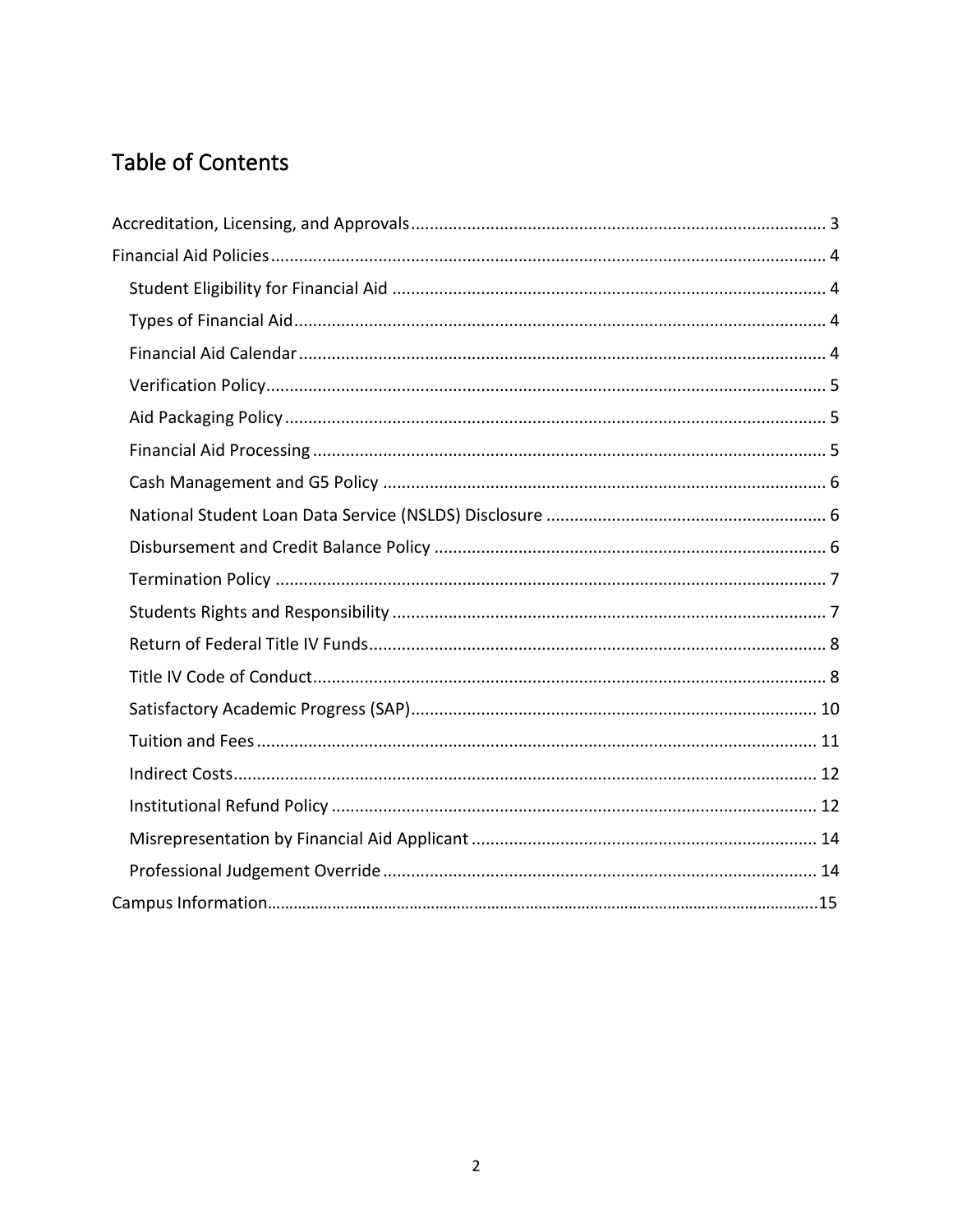# Table of Contents

- Accreditation, Licensing, and Approvals ........................................ 3
- Financial Aid Policies ........................................ 4
  - Student Eligibility for Financial Aid ........................................ 4
  - Types of Financial Aid ........................................ 4
  - Financial Aid Calendar ........................................ 4
  - Verification Policy ........................................ 5
  - Aid Packaging Policy ........................................ 5
  - Financial Aid Processing ........................................ 5
  - Cash Management and G5 Policy ........................................ 6
  - National Student Loan Data Service (NSLDS) Disclosure ........................................ 6
  - Disbursement and Credit Balance Policy ........................................ 6
  - Termination Policy ........................................ 7
  - Students Rights and Responsibility ........................................ 7
  - Return of Federal Title IV Funds ........................................ 8
  - Title IV Code of Conduct ........................................ 8
  - Satisfactory Academic Progress (SAP) ........................................ 10
  - Tuition and Fees ........................................ 11
  - Indirect Costs ........................................ 12
  - Institutional Refund Policy ........................................ 12
  - Misrepresentation by Financial Aid Applicant ........................................ 14
  - Professional Judgement Override ........................................ 14
- Campus Information ........................................ 15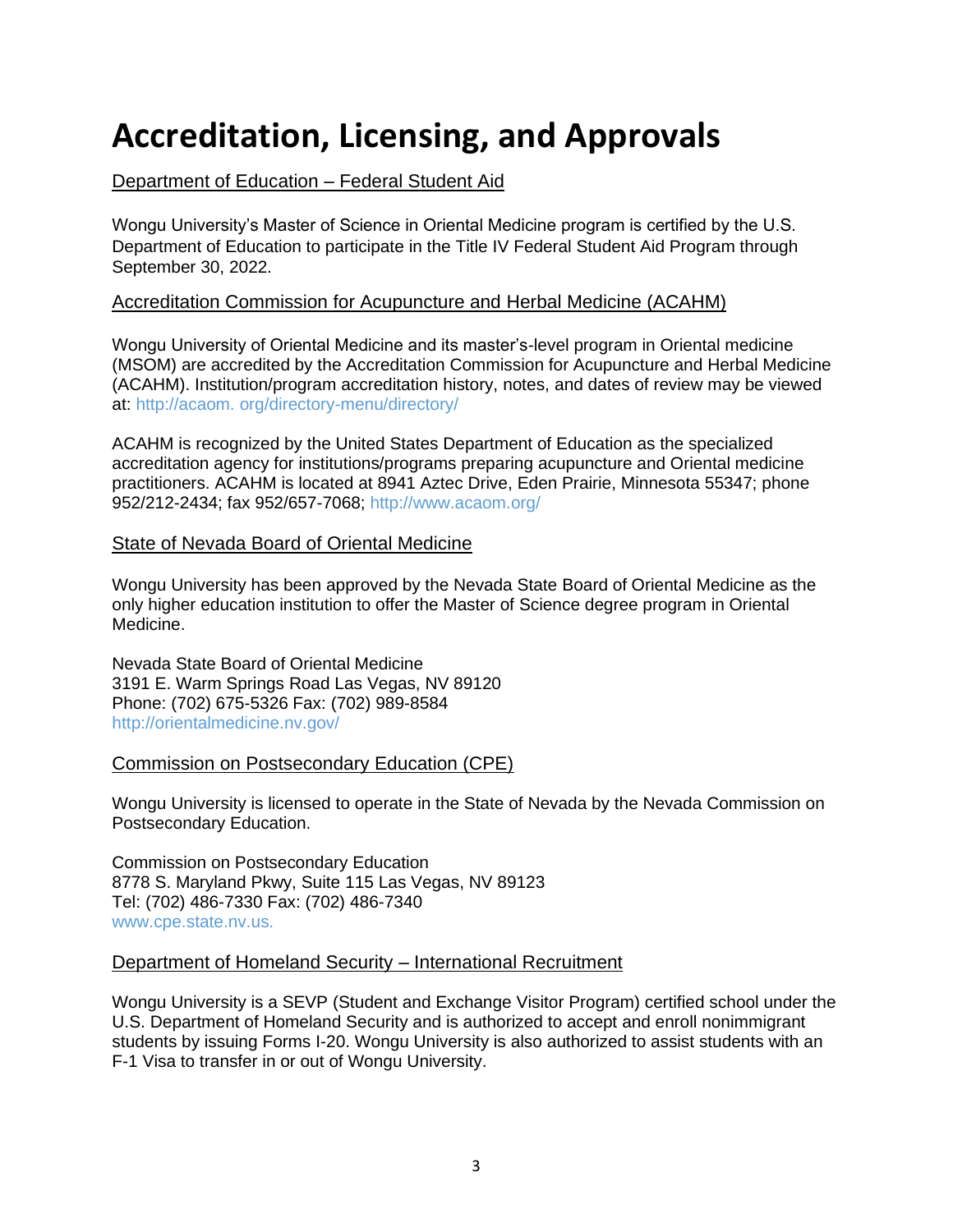# Accreditation, Licensing, and Approvals

## Department of Education – Federal Student Aid

Wongu University's Master of Science in Oriental Medicine program is certified by the U.S. Department of Education to participate in the Title IV Federal Student Aid Program through September 30, 2022.

## Accreditation Commission for Acupuncture and Herbal Medicine (ACAHM)

Wongu University of Oriental Medicine and its master's-level program in Oriental medicine (MSOM) are accredited by the Accreditation Commission for Acupuncture and Herbal Medicine (ACAHM). Institution/program accreditation history, notes, and dates of review may be viewed at: http://acaom. org/directory-menu/directory/

ACAHM is recognized by the United States Department of Education as the specialized accreditation agency for institutions/programs preparing acupuncture and Oriental medicine practitioners. ACAHM is located at 8941 Aztec Drive, Eden Prairie, Minnesota 55347; phone 952/212-2434; fax 952/657-7068; http://www.acaom.org/

## State of Nevada Board of Oriental Medicine

Wongu University has been approved by the Nevada State Board of Oriental Medicine as the only higher education institution to offer the Master of Science degree program in Oriental Medicine.

Nevada State Board of Oriental Medicine
3191 E. Warm Springs Road Las Vegas, NV 89120
Phone: (702) 675-5326 Fax: (702) 989-8584
http://orientalmedicine.nv.gov/

## Commission on Postsecondary Education (CPE)

Wongu University is licensed to operate in the State of Nevada by the Nevada Commission on Postsecondary Education.

Commission on Postsecondary Education
8778 S. Maryland Pkwy, Suite 115 Las Vegas, NV 89123
Tel: (702) 486-7330 Fax: (702) 486-7340
www.cpe.state.nv.us.

## Department of Homeland Security – International Recruitment

Wongu University is a SEVP (Student and Exchange Visitor Program) certified school under the U.S. Department of Homeland Security and is authorized to accept and enroll nonimmigrant students by issuing Forms I-20. Wongu University is also authorized to assist students with an F-1 Visa to transfer in or out of Wongu University.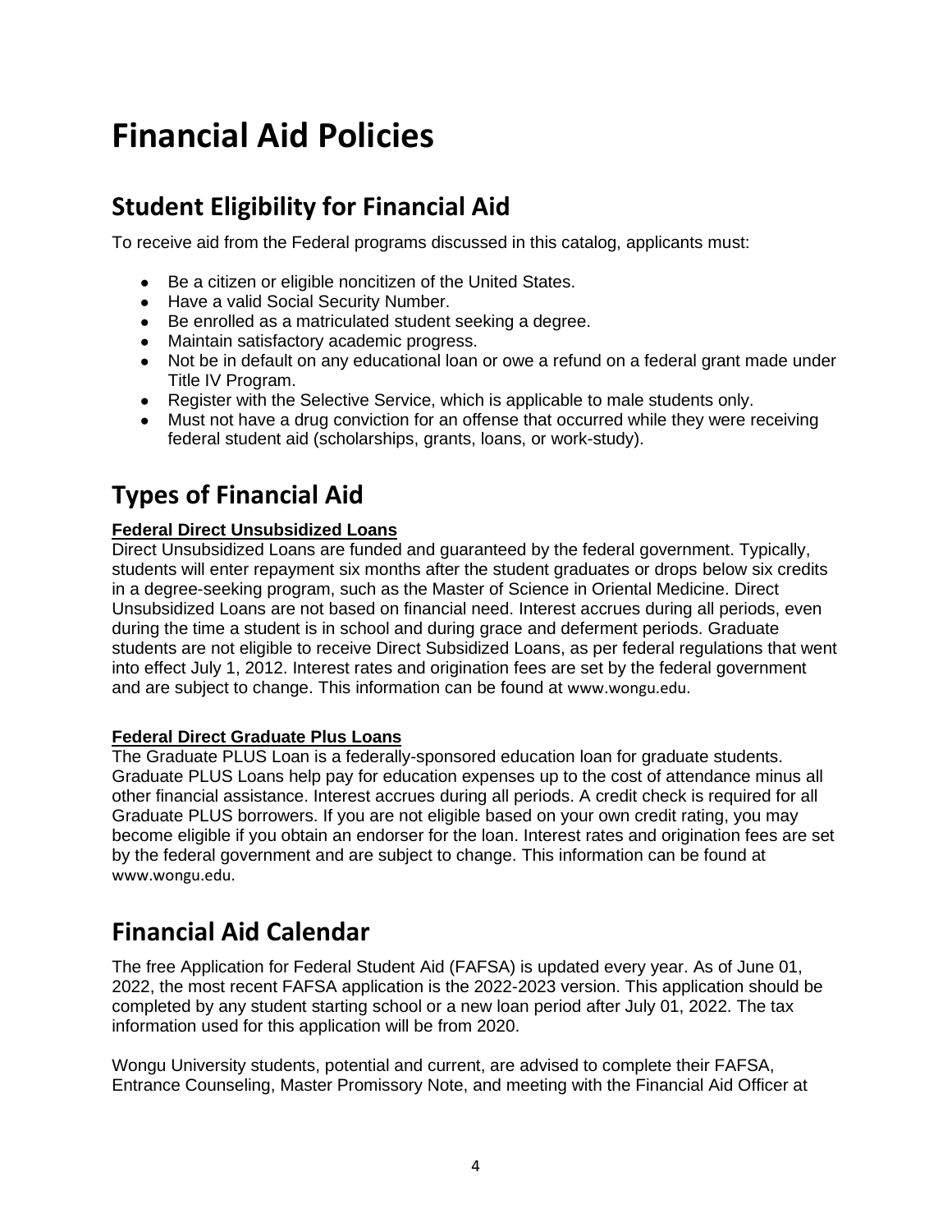# Financial Aid Policies

## Student Eligibility for Financial Aid

To receive aid from the Federal programs discussed in this catalog, applicants must:

- Be a citizen or eligible noncitizen of the United States.
- Have a valid Social Security Number.
- Be enrolled as a matriculated student seeking a degree.
- Maintain satisfactory academic progress.
- Not be in default on any educational loan or owe a refund on a federal grant made under Title IV Program.
- Register with the Selective Service, which is applicable to male students only.
- Must not have a drug conviction for an offense that occurred while they were receiving federal student aid (scholarships, grants, loans, or work-study).

## Types of Financial Aid

**Federal Direct Unsubsidized Loans**

Direct Unsubsidized Loans are funded and guaranteed by the federal government. Typically, students will enter repayment six months after the student graduates or drops below six credits in a degree-seeking program, such as the Master of Science in Oriental Medicine. Direct Unsubsidized Loans are not based on financial need. Interest accrues during all periods, even during the time a student is in school and during grace and deferment periods. Graduate students are not eligible to receive Direct Subsidized Loans, as per federal regulations that went into effect July 1, 2012. Interest rates and origination fees are set by the federal government and are subject to change. This information can be found at www.wongu.edu.

**Federal Direct Graduate Plus Loans**

The Graduate PLUS Loan is a federally-sponsored education loan for graduate students. Graduate PLUS Loans help pay for education expenses up to the cost of attendance minus all other financial assistance. Interest accrues during all periods. A credit check is required for all Graduate PLUS borrowers. If you are not eligible based on your own credit rating, you may become eligible if you obtain an endorser for the loan. Interest rates and origination fees are set by the federal government and are subject to change. This information can be found at www.wongu.edu.

## Financial Aid Calendar

The free Application for Federal Student Aid (FAFSA) is updated every year. As of June 01, 2022, the most recent FAFSA application is the 2022-2023 version. This application should be completed by any student starting school or a new loan period after July 01, 2022. The tax information used for this application will be from 2020.

Wongu University students, potential and current, are advised to complete their FAFSA, Entrance Counseling, Master Promissory Note, and meeting with the Financial Aid Officer at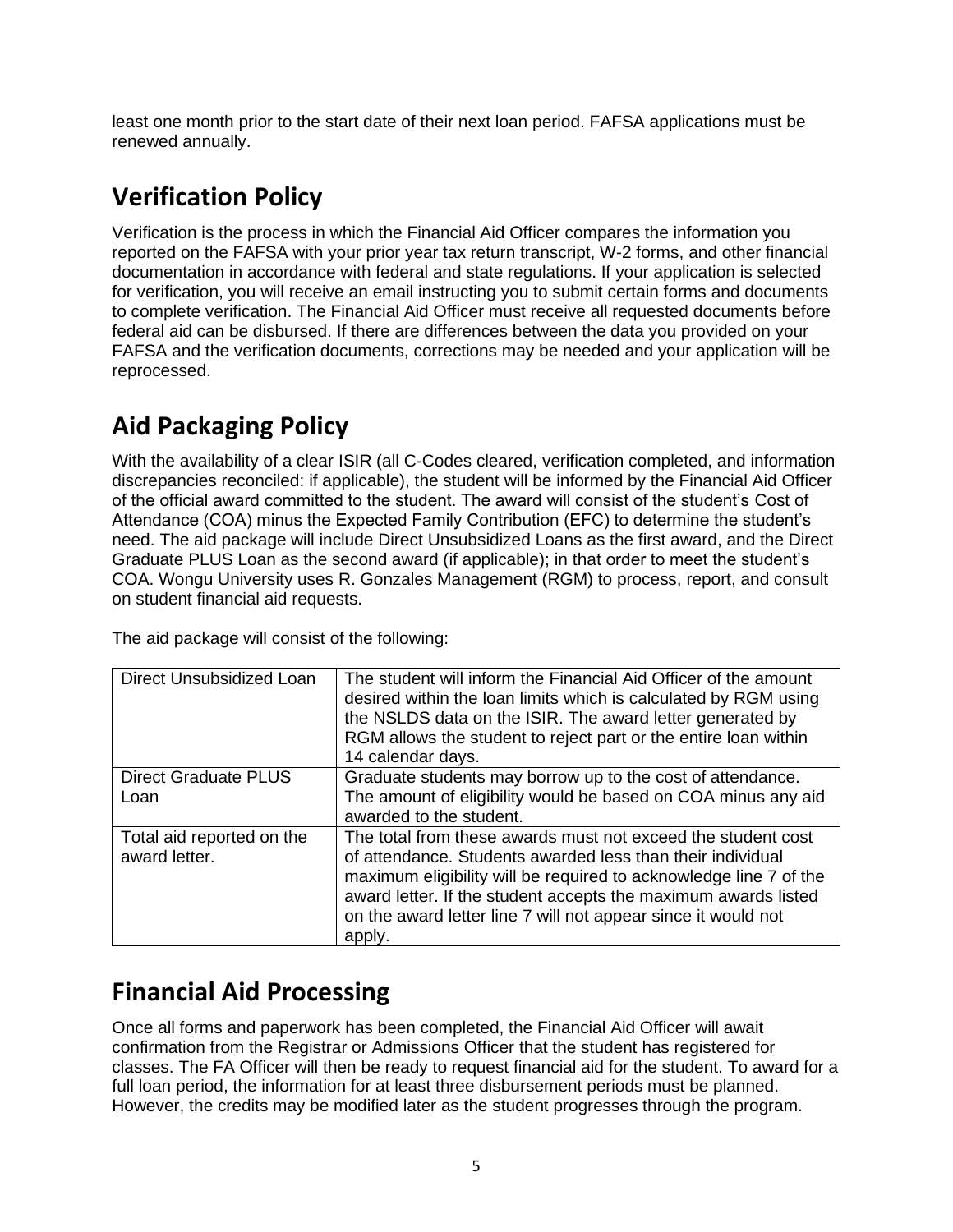least one month prior to the start date of their next loan period. FAFSA applications must be renewed annually.

## Verification Policy

Verification is the process in which the Financial Aid Officer compares the information you reported on the FAFSA with your prior year tax return transcript, W-2 forms, and other financial documentation in accordance with federal and state regulations. If your application is selected for verification, you will receive an email instructing you to submit certain forms and documents to complete verification. The Financial Aid Officer must receive all requested documents before federal aid can be disbursed. If there are differences between the data you provided on your FAFSA and the verification documents, corrections may be needed and your application will be reprocessed.

## Aid Packaging Policy

With the availability of a clear ISIR (all C-Codes cleared, verification completed, and information discrepancies reconciled: if applicable), the student will be informed by the Financial Aid Officer of the official award committed to the student. The award will consist of the student's Cost of Attendance (COA) minus the Expected Family Contribution (EFC) to determine the student's need. The aid package will include Direct Unsubsidized Loans as the first award, and the Direct Graduate PLUS Loan as the second award (if applicable); in that order to meet the student's COA. Wongu University uses R. Gonzales Management (RGM) to process, report, and consult on student financial aid requests.

The aid package will consist of the following:

| | |
|---|---|
| Direct Unsubsidized Loan | The student will inform the Financial Aid Officer of the amount desired within the loan limits which is calculated by RGM using the NSLDS data on the ISIR. The award letter generated by RGM allows the student to reject part or the entire loan within 14 calendar days. |
| Direct Graduate PLUS Loan | Graduate students may borrow up to the cost of attendance. The amount of eligibility would be based on COA minus any aid awarded to the student. |
| Total aid reported on the award letter. | The total from these awards must not exceed the student cost of attendance. Students awarded less than their individual maximum eligibility will be required to acknowledge line 7 of the award letter. If the student accepts the maximum awards listed on the award letter line 7 will not appear since it would not apply. |

## Financial Aid Processing

Once all forms and paperwork has been completed, the Financial Aid Officer will await confirmation from the Registrar or Admissions Officer that the student has registered for classes. The FA Officer will then be ready to request financial aid for the student. To award for a full loan period, the information for at least three disbursement periods must be planned. However, the credits may be modified later as the student progresses through the program.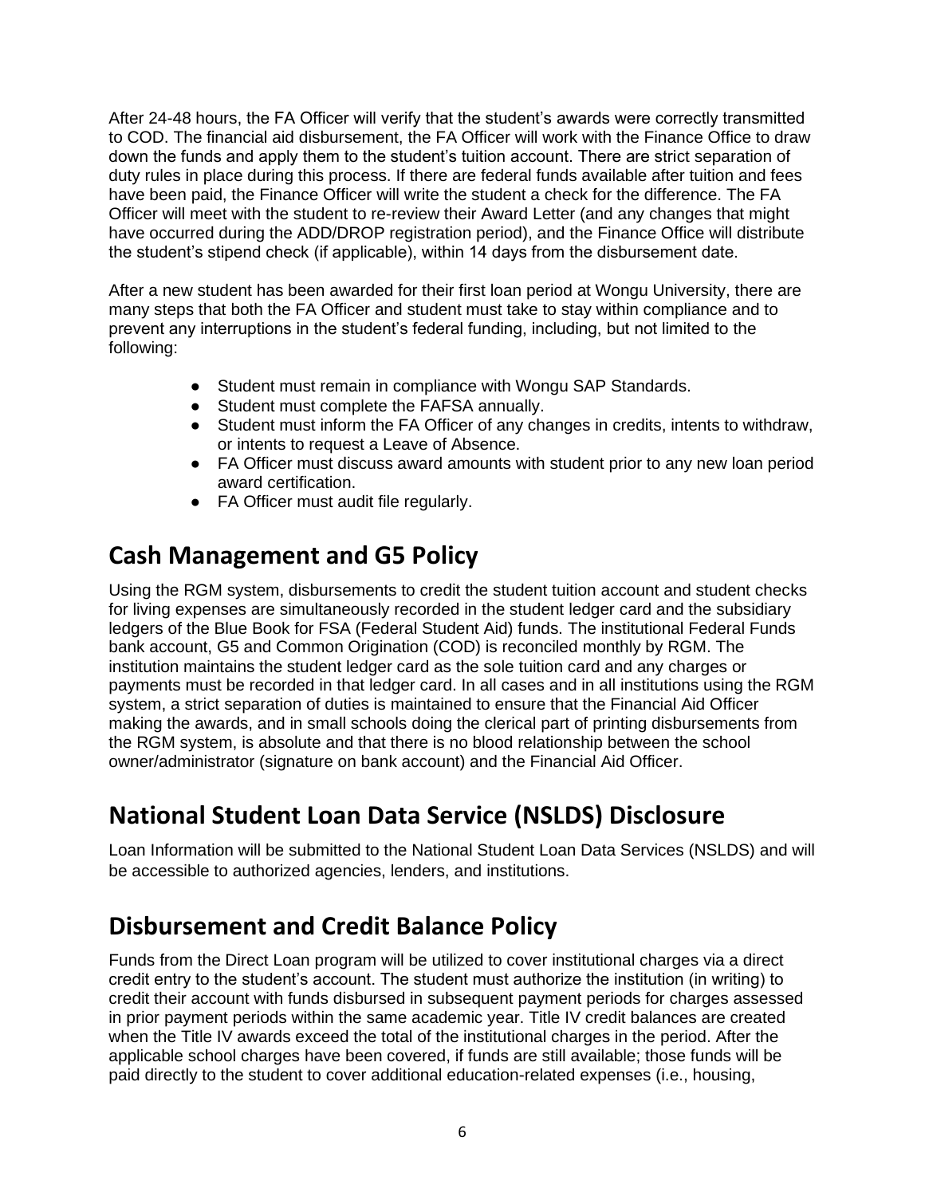After 24-48 hours, the FA Officer will verify that the student's awards were correctly transmitted to COD. The financial aid disbursement, the FA Officer will work with the Finance Office to draw down the funds and apply them to the student's tuition account. There are strict separation of duty rules in place during this process. If there are federal funds available after tuition and fees have been paid, the Finance Officer will write the student a check for the difference. The FA Officer will meet with the student to re-review their Award Letter (and any changes that might have occurred during the ADD/DROP registration period), and the Finance Office will distribute the student's stipend check (if applicable), within 14 days from the disbursement date.

After a new student has been awarded for their first loan period at Wongu University, there are many steps that both the FA Officer and student must take to stay within compliance and to prevent any interruptions in the student's federal funding, including, but not limited to the following:

- Student must remain in compliance with Wongu SAP Standards.
- Student must complete the FAFSA annually.
- Student must inform the FA Officer of any changes in credits, intents to withdraw, or intents to request a Leave of Absence.
- FA Officer must discuss award amounts with student prior to any new loan period award certification.
- FA Officer must audit file regularly.

## Cash Management and G5 Policy

Using the RGM system, disbursements to credit the student tuition account and student checks for living expenses are simultaneously recorded in the student ledger card and the subsidiary ledgers of the Blue Book for FSA (Federal Student Aid) funds. The institutional Federal Funds bank account, G5 and Common Origination (COD) is reconciled monthly by RGM. The institution maintains the student ledger card as the sole tuition card and any charges or payments must be recorded in that ledger card. In all cases and in all institutions using the RGM system, a strict separation of duties is maintained to ensure that the Financial Aid Officer making the awards, and in small schools doing the clerical part of printing disbursements from the RGM system, is absolute and that there is no blood relationship between the school owner/administrator (signature on bank account) and the Financial Aid Officer.

## National Student Loan Data Service (NSLDS) Disclosure

Loan Information will be submitted to the National Student Loan Data Services (NSLDS) and will be accessible to authorized agencies, lenders, and institutions.

## Disbursement and Credit Balance Policy

Funds from the Direct Loan program will be utilized to cover institutional charges via a direct credit entry to the student's account. The student must authorize the institution (in writing) to credit their account with funds disbursed in subsequent payment periods for charges assessed in prior payment periods within the same academic year. Title IV credit balances are created when the Title IV awards exceed the total of the institutional charges in the period. After the applicable school charges have been covered, if funds are still available; those funds will be paid directly to the student to cover additional education-related expenses (i.e., housing,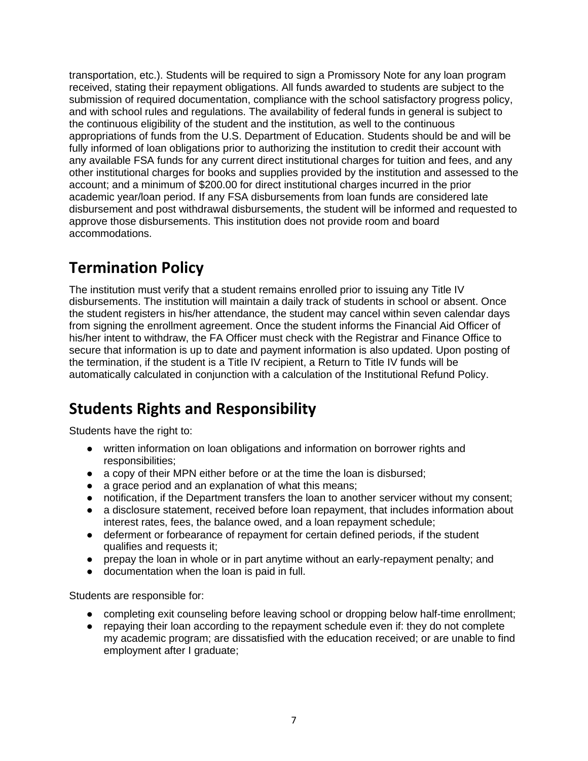transportation, etc.). Students will be required to sign a Promissory Note for any loan program received, stating their repayment obligations. All funds awarded to students are subject to the submission of required documentation, compliance with the school satisfactory progress policy, and with school rules and regulations. The availability of federal funds in general is subject to the continuous eligibility of the student and the institution, as well to the continuous appropriations of funds from the U.S. Department of Education. Students should be and will be fully informed of loan obligations prior to authorizing the institution to credit their account with any available FSA funds for any current direct institutional charges for tuition and fees, and any other institutional charges for books and supplies provided by the institution and assessed to the account; and a minimum of $200.00 for direct institutional charges incurred in the prior academic year/loan period. If any FSA disbursements from loan funds are considered late disbursement and post withdrawal disbursements, the student will be informed and requested to approve those disbursements. This institution does not provide room and board accommodations.

## Termination Policy

The institution must verify that a student remains enrolled prior to issuing any Title IV disbursements. The institution will maintain a daily track of students in school or absent. Once the student registers in his/her attendance, the student may cancel within seven calendar days from signing the enrollment agreement. Once the student informs the Financial Aid Officer of his/her intent to withdraw, the FA Officer must check with the Registrar and Finance Office to secure that information is up to date and payment information is also updated. Upon posting of the termination, if the student is a Title IV recipient, a Return to Title IV funds will be automatically calculated in conjunction with a calculation of the Institutional Refund Policy.

## Students Rights and Responsibility

Students have the right to:

- written information on loan obligations and information on borrower rights and responsibilities;
- a copy of their MPN either before or at the time the loan is disbursed;
- a grace period and an explanation of what this means;
- notification, if the Department transfers the loan to another servicer without my consent;
- a disclosure statement, received before loan repayment, that includes information about interest rates, fees, the balance owed, and a loan repayment schedule;
- deferment or forbearance of repayment for certain defined periods, if the student qualifies and requests it;
- prepay the loan in whole or in part anytime without an early-repayment penalty; and
- documentation when the loan is paid in full.

Students are responsible for:

- completing exit counseling before leaving school or dropping below half-time enrollment;
- repaying their loan according to the repayment schedule even if: they do not complete my academic program; are dissatisfied with the education received; or are unable to find employment after I graduate;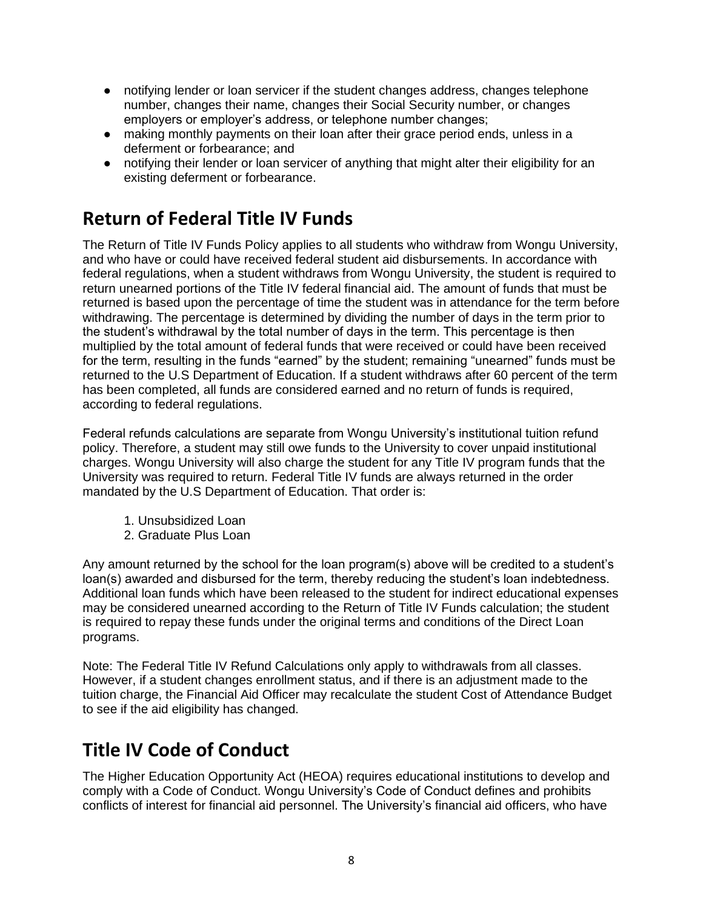- notifying lender or loan servicer if the student changes address, changes telephone number, changes their name, changes their Social Security number, or changes employers or employer's address, or telephone number changes;
- making monthly payments on their loan after their grace period ends, unless in a deferment or forbearance; and
- notifying their lender or loan servicer of anything that might alter their eligibility for an existing deferment or forbearance.

## Return of Federal Title IV Funds

The Return of Title IV Funds Policy applies to all students who withdraw from Wongu University, and who have or could have received federal student aid disbursements. In accordance with federal regulations, when a student withdraws from Wongu University, the student is required to return unearned portions of the Title IV federal financial aid. The amount of funds that must be returned is based upon the percentage of time the student was in attendance for the term before withdrawing. The percentage is determined by dividing the number of days in the term prior to the student's withdrawal by the total number of days in the term. This percentage is then multiplied by the total amount of federal funds that were received or could have been received for the term, resulting in the funds "earned" by the student; remaining "unearned" funds must be returned to the U.S Department of Education. If a student withdraws after 60 percent of the term has been completed, all funds are considered earned and no return of funds is required, according to federal regulations.

Federal refunds calculations are separate from Wongu University's institutional tuition refund policy. Therefore, a student may still owe funds to the University to cover unpaid institutional charges. Wongu University will also charge the student for any Title IV program funds that the University was required to return. Federal Title IV funds are always returned in the order mandated by the U.S Department of Education. That order is:

1. Unsubsidized Loan
2. Graduate Plus Loan

Any amount returned by the school for the loan program(s) above will be credited to a student's loan(s) awarded and disbursed for the term, thereby reducing the student's loan indebtedness. Additional loan funds which have been released to the student for indirect educational expenses may be considered unearned according to the Return of Title IV Funds calculation; the student is required to repay these funds under the original terms and conditions of the Direct Loan programs.

Note: The Federal Title IV Refund Calculations only apply to withdrawals from all classes. However, if a student changes enrollment status, and if there is an adjustment made to the tuition charge, the Financial Aid Officer may recalculate the student Cost of Attendance Budget to see if the aid eligibility has changed.

## Title IV Code of Conduct

The Higher Education Opportunity Act (HEOA) requires educational institutions to develop and comply with a Code of Conduct. Wongu University's Code of Conduct defines and prohibits conflicts of interest for financial aid personnel. The University's financial aid officers, who have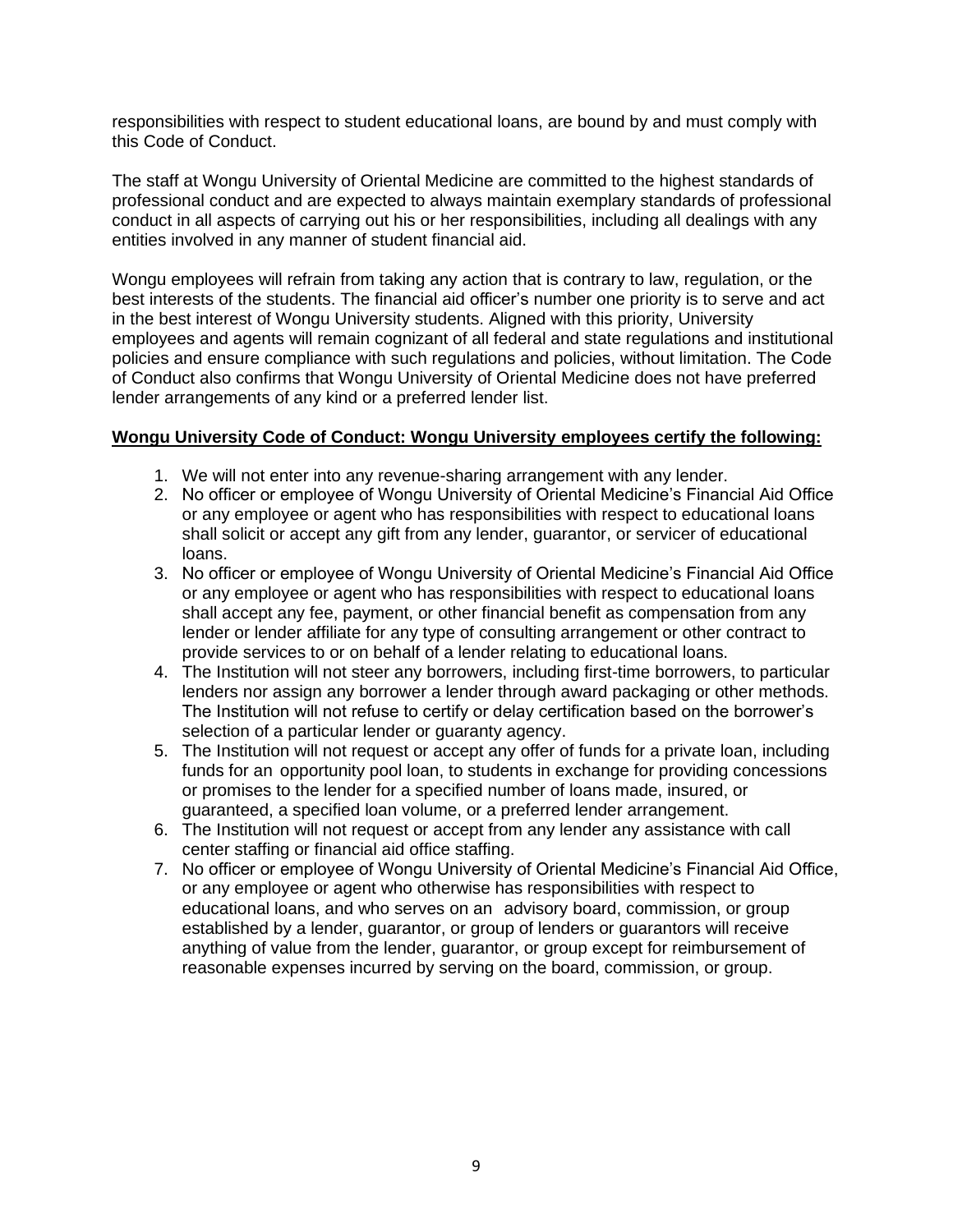responsibilities with respect to student educational loans, are bound by and must comply with this Code of Conduct.

The staff at Wongu University of Oriental Medicine are committed to the highest standards of professional conduct and are expected to always maintain exemplary standards of professional conduct in all aspects of carrying out his or her responsibilities, including all dealings with any entities involved in any manner of student financial aid.

Wongu employees will refrain from taking any action that is contrary to law, regulation, or the best interests of the students. The financial aid officer's number one priority is to serve and act in the best interest of Wongu University students. Aligned with this priority, University employees and agents will remain cognizant of all federal and state regulations and institutional policies and ensure compliance with such regulations and policies, without limitation. The Code of Conduct also confirms that Wongu University of Oriental Medicine does not have preferred lender arrangements of any kind or a preferred lender list.

**Wongu University Code of Conduct: Wongu University employees certify the following:**

1. We will not enter into any revenue-sharing arrangement with any lender.
2. No officer or employee of Wongu University of Oriental Medicine's Financial Aid Office or any employee or agent who has responsibilities with respect to educational loans shall solicit or accept any gift from any lender, guarantor, or servicer of educational loans.
3. No officer or employee of Wongu University of Oriental Medicine's Financial Aid Office or any employee or agent who has responsibilities with respect to educational loans shall accept any fee, payment, or other financial benefit as compensation from any lender or lender affiliate for any type of consulting arrangement or other contract to provide services to or on behalf of a lender relating to educational loans.
4. The Institution will not steer any borrowers, including first-time borrowers, to particular lenders nor assign any borrower a lender through award packaging or other methods. The Institution will not refuse to certify or delay certification based on the borrower's selection of a particular lender or guaranty agency.
5. The Institution will not request or accept any offer of funds for a private loan, including funds for an opportunity pool loan, to students in exchange for providing concessions or promises to the lender for a specified number of loans made, insured, or guaranteed, a specified loan volume, or a preferred lender arrangement.
6. The Institution will not request or accept from any lender any assistance with call center staffing or financial aid office staffing.
7. No officer or employee of Wongu University of Oriental Medicine's Financial Aid Office, or any employee or agent who otherwise has responsibilities with respect to educational loans, and who serves on an advisory board, commission, or group established by a lender, guarantor, or group of lenders or guarantors will receive anything of value from the lender, guarantor, or group except for reimbursement of reasonable expenses incurred by serving on the board, commission, or group.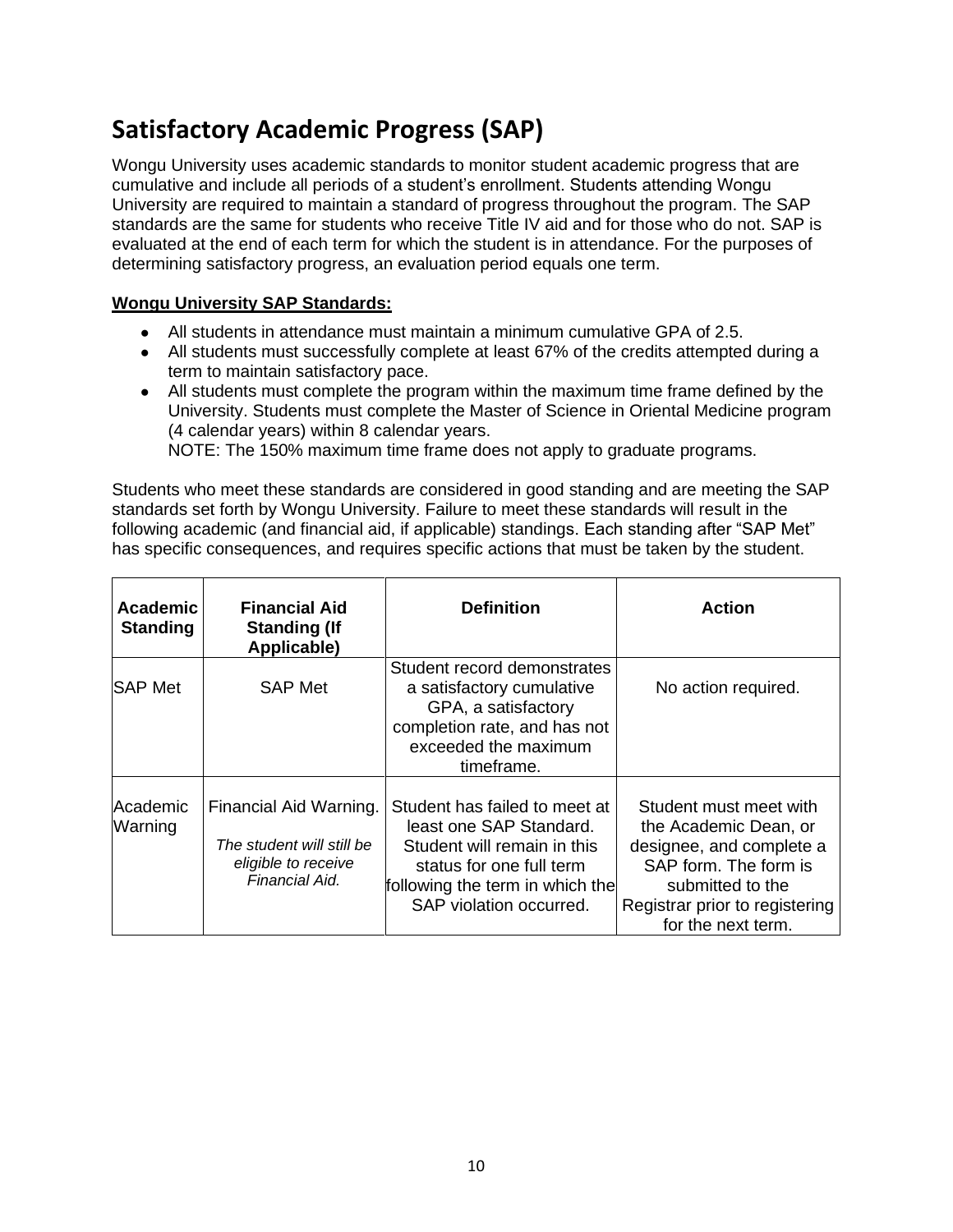# Satisfactory Academic Progress (SAP)

Wongu University uses academic standards to monitor student academic progress that are cumulative and include all periods of a student's enrollment. Students attending Wongu University are required to maintain a standard of progress throughout the program. The SAP standards are the same for students who receive Title IV aid and for those who do not. SAP is evaluated at the end of each term for which the student is in attendance. For the purposes of determining satisfactory progress, an evaluation period equals one term.

**Wongu University SAP Standards:**

- All students in attendance must maintain a minimum cumulative GPA of 2.5.
- All students must successfully complete at least 67% of the credits attempted during a term to maintain satisfactory pace.
- All students must complete the program within the maximum time frame defined by the University. Students must complete the Master of Science in Oriental Medicine program (4 calendar years) within 8 calendar years.
  NOTE: The 150% maximum time frame does not apply to graduate programs.

Students who meet these standards are considered in good standing and are meeting the SAP standards set forth by Wongu University. Failure to meet these standards will result in the following academic (and financial aid, if applicable) standings. Each standing after "SAP Met" has specific consequences, and requires specific actions that must be taken by the student.

| Academic Standing | Financial Aid Standing (If Applicable) | Definition | Action |
|---|---|---|---|
| SAP Met | SAP Met | Student record demonstrates a satisfactory cumulative GPA, a satisfactory completion rate, and has not exceeded the maximum timeframe. | No action required. |
| Academic Warning | Financial Aid Warning. *The student will still be eligible to receive Financial Aid.* | Student has failed to meet at least one SAP Standard. Student will remain in this status for one full term following the term in which the SAP violation occurred. | Student must meet with the Academic Dean, or designee, and complete a SAP form. The form is submitted to the Registrar prior to registering for the next term. |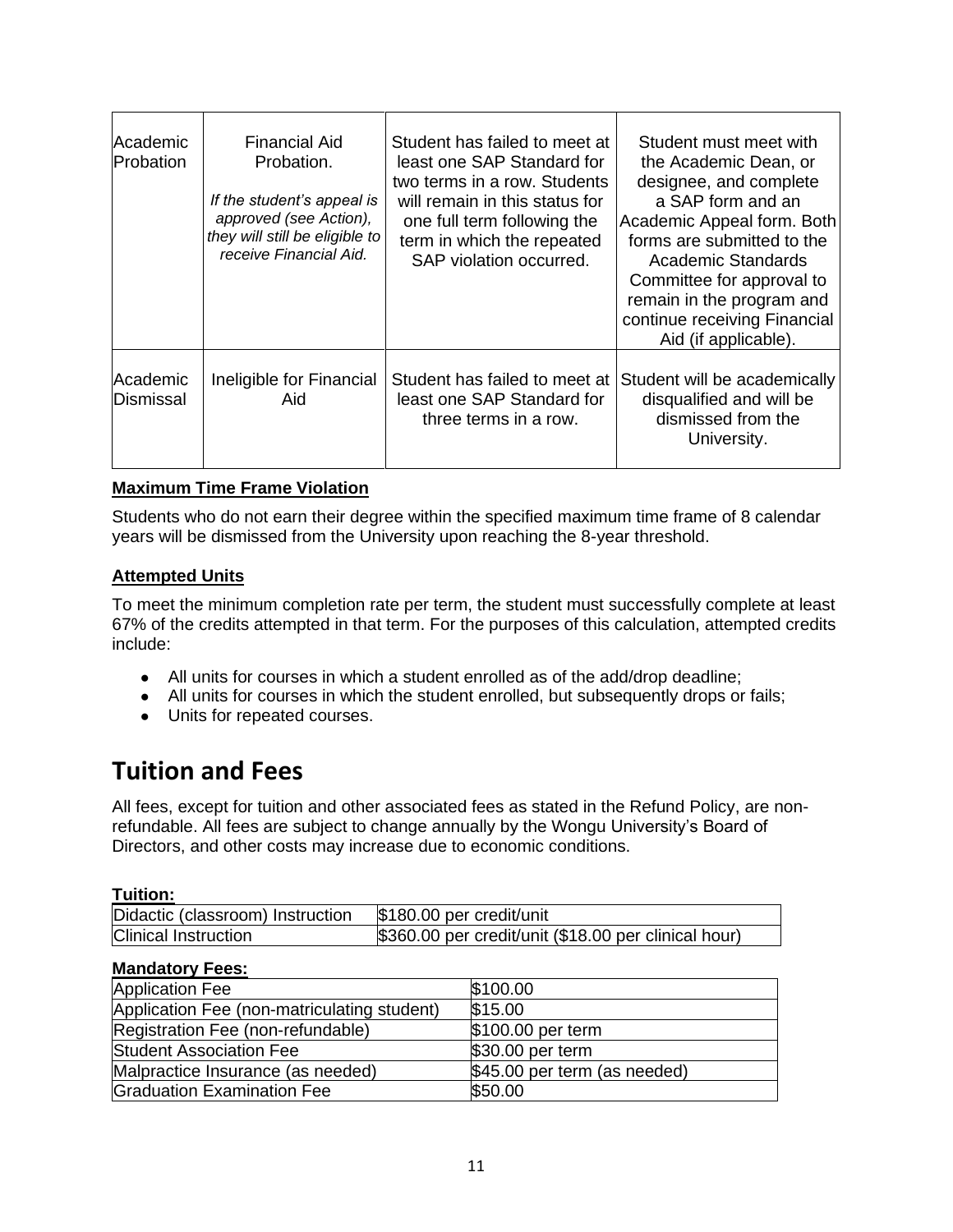| Academic Probation | Financial Aid Probation.<br><br>*If the student's appeal is approved (see Action), they will still be eligible to receive Financial Aid.* | Student has failed to meet at least one SAP Standard for two terms in a row. Students will remain in this status for one full term following the term in which the repeated SAP violation occurred. | Student must meet with the Academic Dean, or designee, and complete a SAP form and an Academic Appeal form. Both forms are submitted to the Academic Standards Committee for approval to remain in the program and continue receiving Financial Aid (if applicable). |
|---|---|---|---|
| Academic Dismissal | Ineligible for Financial Aid | Student has failed to meet at least one SAP Standard for three terms in a row. | Student will be academically disqualified and will be dismissed from the University. |

**Maximum Time Frame Violation**

Students who do not earn their degree within the specified maximum time frame of 8 calendar years will be dismissed from the University upon reaching the 8-year threshold.

**Attempted Units**

To meet the minimum completion rate per term, the student must successfully complete at least 67% of the credits attempted in that term. For the purposes of this calculation, attempted credits include:

- All units for courses in which a student enrolled as of the add/drop deadline;
- All units for courses in which the student enrolled, but subsequently drops or fails;
- Units for repeated courses.

# Tuition and Fees

All fees, except for tuition and other associated fees as stated in the Refund Policy, are non-refundable. All fees are subject to change annually by the Wongu University's Board of Directors, and other costs may increase due to economic conditions.

**Tuition:**

| Didactic (classroom) Instruction | $180.00 per credit/unit |
|---|---|
| Clinical Instruction | $360.00 per credit/unit ($18.00 per clinical hour) |

**Mandatory Fees:**

| Application Fee | $100.00 |
|---|---|
| Application Fee (non-matriculating student) | $15.00 |
| Registration Fee (non-refundable) | $100.00 per term |
| Student Association Fee | $30.00 per term |
| Malpractice Insurance (as needed) | $45.00 per term (as needed) |
| Graduation Examination Fee | $50.00 |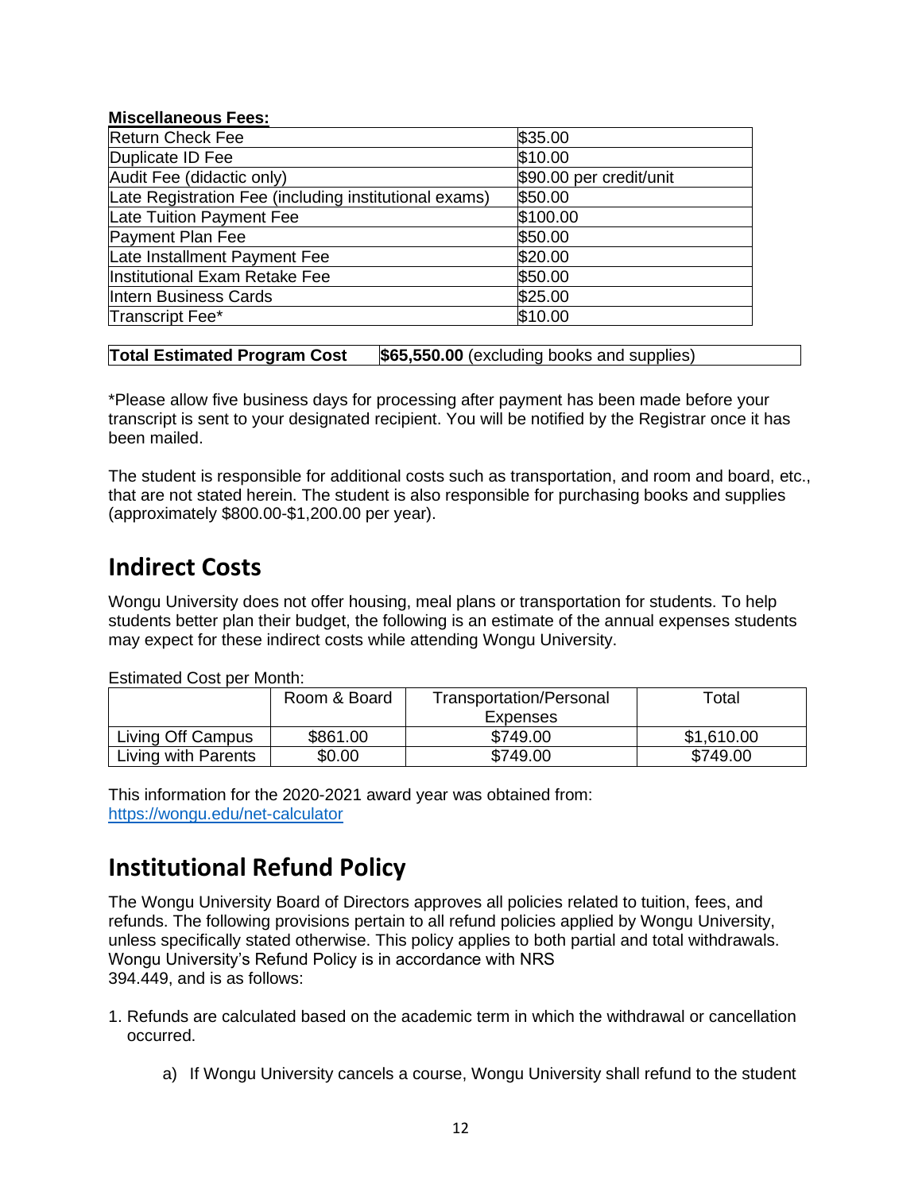**Miscellaneous Fees:**

| | |
|---|---|
| Return Check Fee | $35.00 |
| Duplicate ID Fee | $10.00 |
| Audit Fee (didactic only) | $90.00 per credit/unit |
| Late Registration Fee (including institutional exams) | $50.00 |
| Late Tuition Payment Fee | $100.00 |
| Payment Plan Fee | $50.00 |
| Late Installment Payment Fee | $20.00 |
| Institutional Exam Retake Fee | $50.00 |
| Intern Business Cards | $25.00 |
| Transcript Fee* | $10.00 |

| | |
|---|---|
| **Total Estimated Program Cost** | **$65,550.00** (excluding books and supplies) |

*Please allow five business days for processing after payment has been made before your transcript is sent to your designated recipient. You will be notified by the Registrar once it has been mailed.

The student is responsible for additional costs such as transportation, and room and board, etc., that are not stated herein. The student is also responsible for purchasing books and supplies (approximately $800.00-$1,200.00 per year).

## Indirect Costs

Wongu University does not offer housing, meal plans or transportation for students. To help students better plan their budget, the following is an estimate of the annual expenses students may expect for these indirect costs while attending Wongu University.

Estimated Cost per Month:

| | Room & Board | Transportation/Personal Expenses | Total |
|---|---|---|---|
| Living Off Campus | $861.00 | $749.00 | $1,610.00 |
| Living with Parents | $0.00 | $749.00 | $749.00 |

This information for the 2020-2021 award year was obtained from: https://wongu.edu/net-calculator

## Institutional Refund Policy

The Wongu University Board of Directors approves all policies related to tuition, fees, and refunds. The following provisions pertain to all refund policies applied by Wongu University, unless specifically stated otherwise. This policy applies to both partial and total withdrawals. Wongu University's Refund Policy is in accordance with NRS 394.449, and is as follows:

1. Refunds are calculated based on the academic term in which the withdrawal or cancellation occurred.

    a) If Wongu University cancels a course, Wongu University shall refund to the student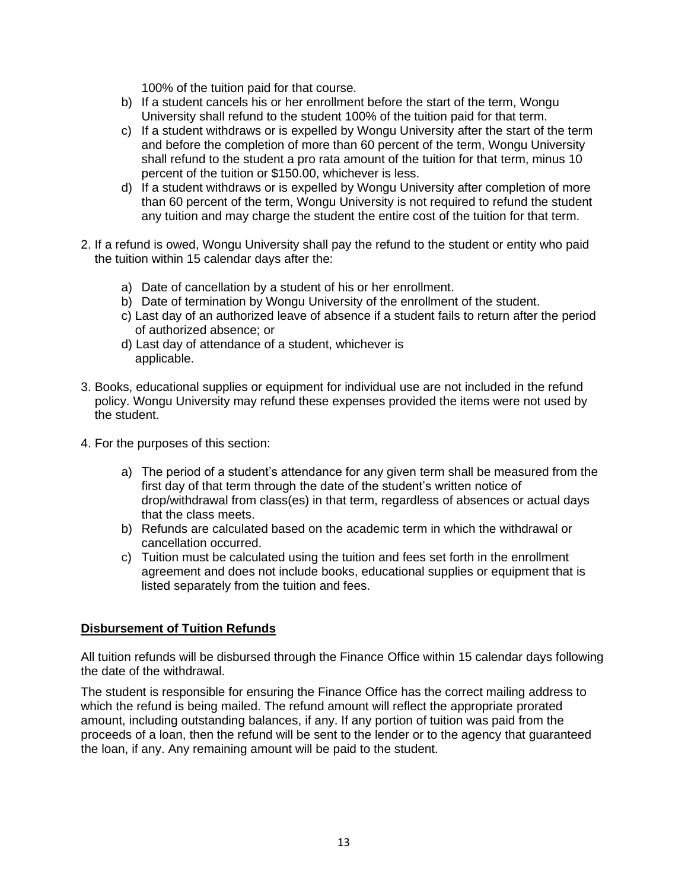100% of the tuition paid for that course.

b) If a student cancels his or her enrollment before the start of the term, Wongu University shall refund to the student 100% of the tuition paid for that term.

c) If a student withdraws or is expelled by Wongu University after the start of the term and before the completion of more than 60 percent of the term, Wongu University shall refund to the student a pro rata amount of the tuition for that term, minus 10 percent of the tuition or $150.00, whichever is less.

d) If a student withdraws or is expelled by Wongu University after completion of more than 60 percent of the term, Wongu University is not required to refund the student any tuition and may charge the student the entire cost of the tuition for that term.

2. If a refund is owed, Wongu University shall pay the refund to the student or entity who paid the tuition within 15 calendar days after the:

    a) Date of cancellation by a student of his or her enrollment.
    b) Date of termination by Wongu University of the enrollment of the student.
    c) Last day of an authorized leave of absence if a student fails to return after the period of authorized absence; or
    d) Last day of attendance of a student, whichever is applicable.

3. Books, educational supplies or equipment for individual use are not included in the refund policy. Wongu University may refund these expenses provided the items were not used by the student.

4. For the purposes of this section:

    a) The period of a student's attendance for any given term shall be measured from the first day of that term through the date of the student's written notice of drop/withdrawal from class(es) in that term, regardless of absences or actual days that the class meets.
    b) Refunds are calculated based on the academic term in which the withdrawal or cancellation occurred.
    c) Tuition must be calculated using the tuition and fees set forth in the enrollment agreement and does not include books, educational supplies or equipment that is listed separately from the tuition and fees.

**Disbursement of Tuition Refunds**

All tuition refunds will be disbursed through the Finance Office within 15 calendar days following the date of the withdrawal.

The student is responsible for ensuring the Finance Office has the correct mailing address to which the refund is being mailed. The refund amount will reflect the appropriate prorated amount, including outstanding balances, if any. If any portion of tuition was paid from the proceeds of a loan, then the refund will be sent to the lender or to the agency that guaranteed the loan, if any. Any remaining amount will be paid to the student.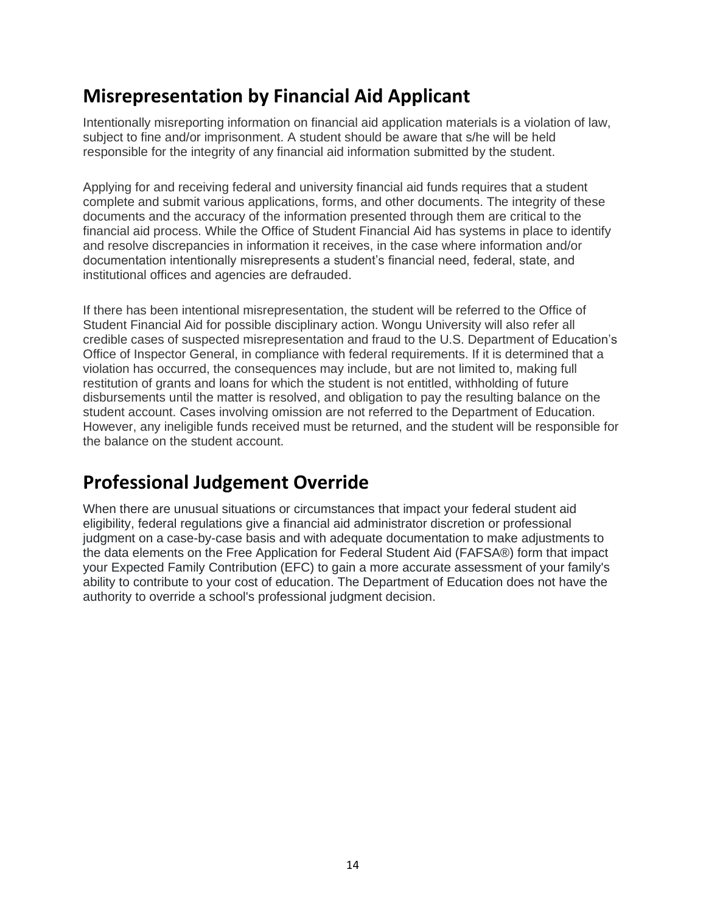## Misrepresentation by Financial Aid Applicant

Intentionally misreporting information on financial aid application materials is a violation of law, subject to fine and/or imprisonment. A student should be aware that s/he will be held responsible for the integrity of any financial aid information submitted by the student.

Applying for and receiving federal and university financial aid funds requires that a student complete and submit various applications, forms, and other documents. The integrity of these documents and the accuracy of the information presented through them are critical to the financial aid process. While the Office of Student Financial Aid has systems in place to identify and resolve discrepancies in information it receives, in the case where information and/or documentation intentionally misrepresents a student's financial need, federal, state, and institutional offices and agencies are defrauded.

If there has been intentional misrepresentation, the student will be referred to the Office of Student Financial Aid for possible disciplinary action. Wongu University will also refer all credible cases of suspected misrepresentation and fraud to the U.S. Department of Education's Office of Inspector General, in compliance with federal requirements. If it is determined that a violation has occurred, the consequences may include, but are not limited to, making full restitution of grants and loans for which the student is not entitled, withholding of future disbursements until the matter is resolved, and obligation to pay the resulting balance on the student account. Cases involving omission are not referred to the Department of Education. However, any ineligible funds received must be returned, and the student will be responsible for the balance on the student account.

## Professional Judgement Override

When there are unusual situations or circumstances that impact your federal student aid eligibility, federal regulations give a financial aid administrator discretion or professional judgment on a case-by-case basis and with adequate documentation to make adjustments to the data elements on the Free Application for Federal Student Aid (FAFSA®) form that impact your Expected Family Contribution (EFC) to gain a more accurate assessment of your family's ability to contribute to your cost of education. The Department of Education does not have the authority to override a school's professional judgment decision.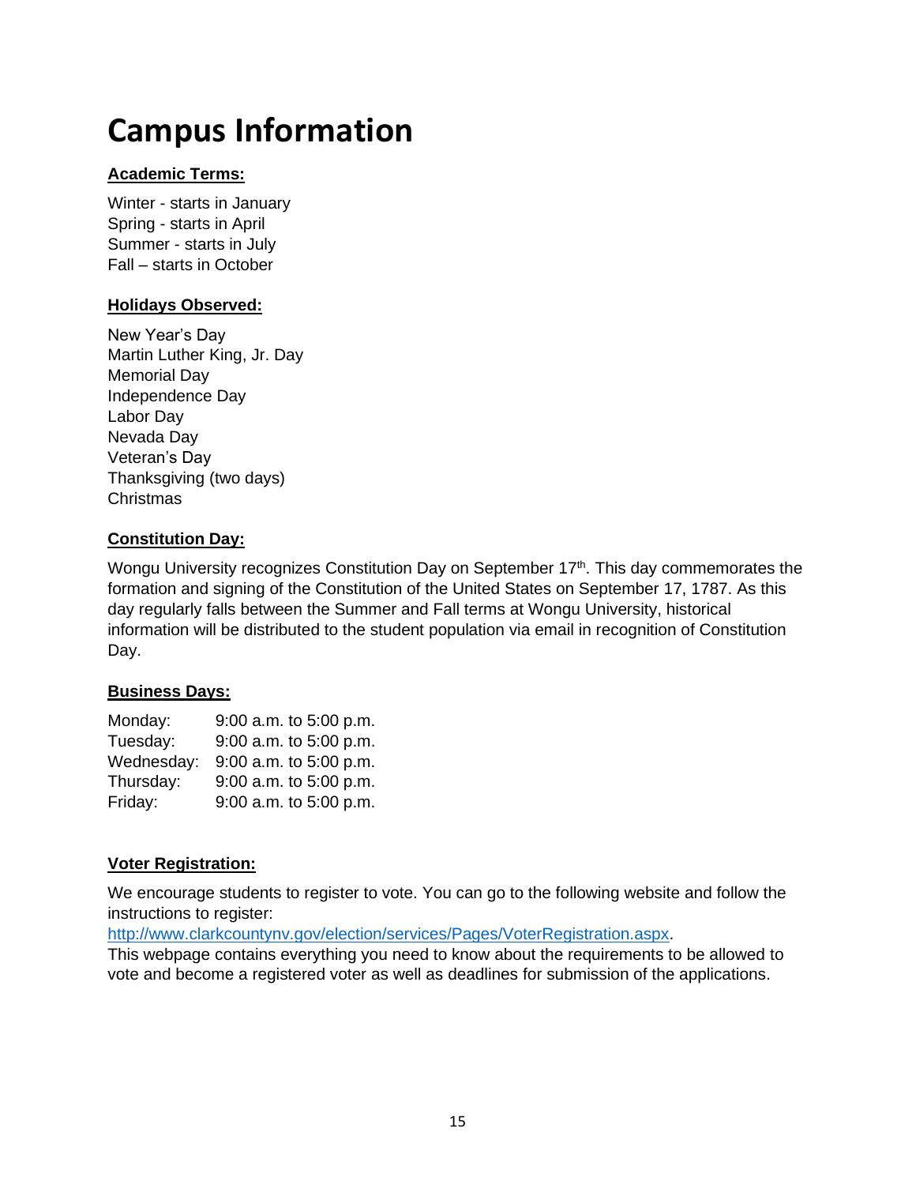# Campus Information

**Academic Terms:**

Winter - starts in January
Spring - starts in April
Summer - starts in July
Fall – starts in October

**Holidays Observed:**

New Year's Day
Martin Luther King, Jr. Day
Memorial Day
Independence Day
Labor Day
Nevada Day
Veteran's Day
Thanksgiving (two days)
Christmas

**Constitution Day:**

Wongu University recognizes Constitution Day on September 17th. This day commemorates the formation and signing of the Constitution of the United States on September 17, 1787. As this day regularly falls between the Summer and Fall terms at Wongu University, historical information will be distributed to the student population via email in recognition of Constitution Day.

**Business Days:**

| | |
|---|---|
| Monday: | 9:00 a.m. to 5:00 p.m. |
| Tuesday: | 9:00 a.m. to 5:00 p.m. |
| Wednesday: | 9:00 a.m. to 5:00 p.m. |
| Thursday: | 9:00 a.m. to 5:00 p.m. |
| Friday: | 9:00 a.m. to 5:00 p.m. |

**Voter Registration:**

We encourage students to register to vote. You can go to the following website and follow the instructions to register:
http://www.clarkcountynv.gov/election/services/Pages/VoterRegistration.aspx.
This webpage contains everything you need to know about the requirements to be allowed to vote and become a registered voter as well as deadlines for submission of the applications.